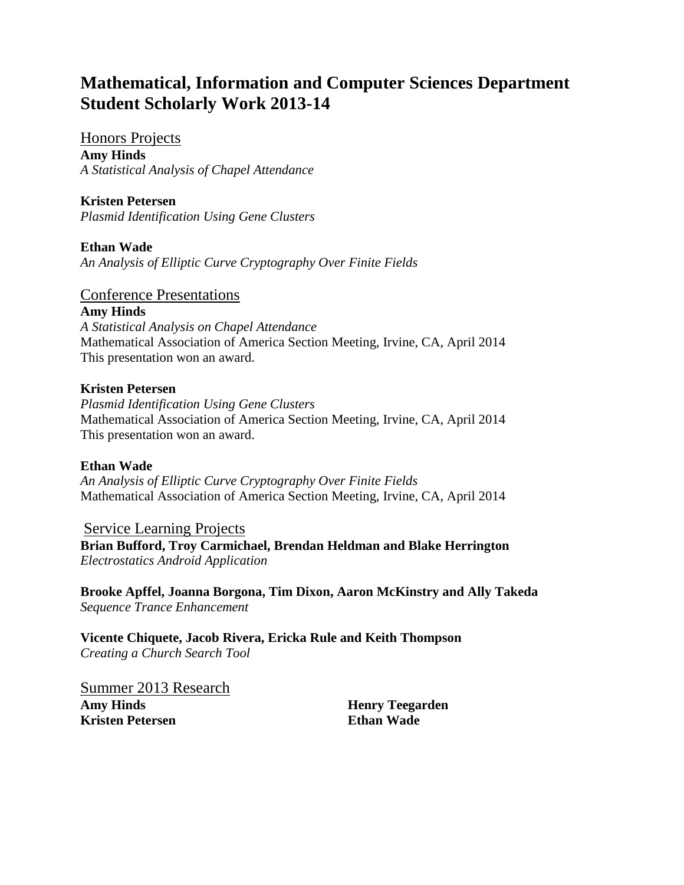# Mathematical, Information and Computer Sciences Department Student Scholarly Work 2013-14

## Honors Projects

**Amy Hinds**
*A Statistical Analysis of Chapel Attendance*

**Kristen Petersen**
*Plasmid Identification Using Gene Clusters*

**Ethan Wade**
*An Analysis of Elliptic Curve Cryptography Over Finite Fields*

## Conference Presentations

**Amy Hinds**
*A Statistical Analysis on Chapel Attendance*
Mathematical Association of America Section Meeting, Irvine, CA, April 2014
This presentation won an award.

**Kristen Petersen**
*Plasmid Identification Using Gene Clusters*
Mathematical Association of America Section Meeting, Irvine, CA, April 2014
This presentation won an award.

**Ethan Wade**
*An Analysis of Elliptic Curve Cryptography Over Finite Fields*
Mathematical Association of America Section Meeting, Irvine, CA, April 2014

## Service Learning Projects

**Brian Bufford, Troy Carmichael, Brendan Heldman and Blake Herrington**
*Electrostatics Android Application*

**Brooke Apffel, Joanna Borgona, Tim Dixon, Aaron McKinstry and Ally Takeda**
*Sequence Trance Enhancement*

**Vicente Chiquete, Jacob Rivera, Ericka Rule and Keith Thompson**
*Creating a Church Search Tool*

## Summer 2013 Research

**Amy Hinds**
**Kristen Petersen**
**Henry Teegarden**
**Ethan Wade**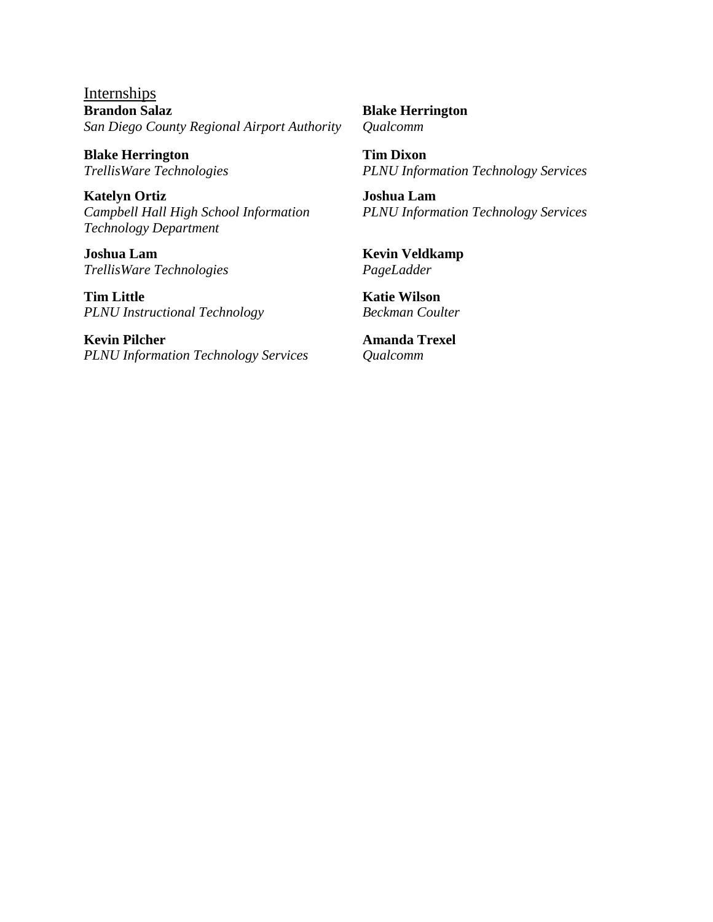<u>Internships</u>

**Brandon Salaz**
*San Diego County Regional Airport Authority*

**Blake Herrington**
*TrellisWare Technologies*

**Katelyn Ortiz**
*Campbell Hall High School Information Technology Department*

**Joshua Lam**
*TrellisWare Technologies*

**Tim Little**
*PLNU Instructional Technology*

**Kevin Pilcher**
*PLNU Information Technology Services*

**Blake Herrington**
*Qualcomm*

**Tim Dixon**
*PLNU Information Technology Services*

**Joshua Lam**
*PLNU Information Technology Services*

**Kevin Veldkamp**
*PageLadder*

**Katie Wilson**
*Beckman Coulter*

**Amanda Trexel**
*Qualcomm*